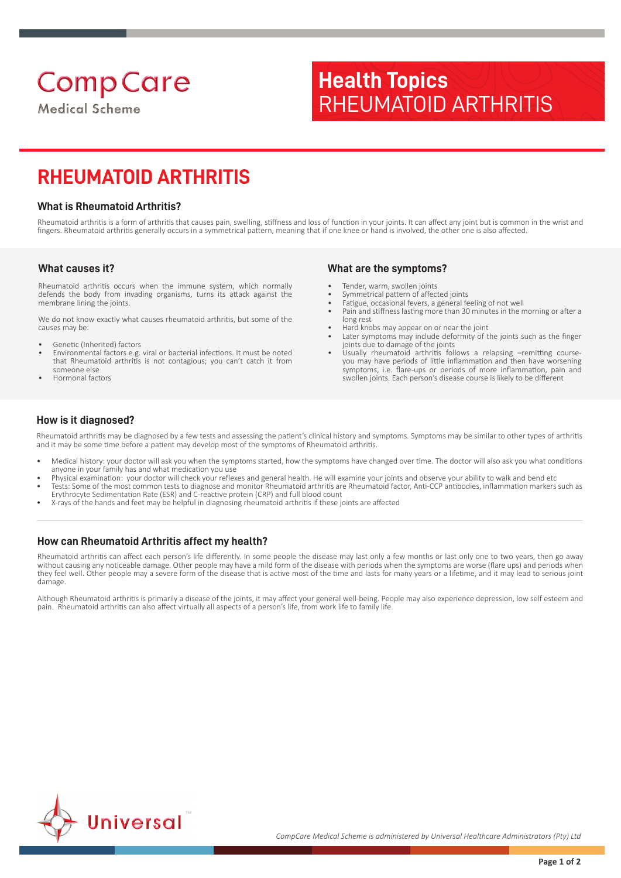CompCare Medical Scheme

**Health Topics**
RHEUMATOID ARTHRITIS

# RHEUMATOID ARTHRITIS

## What is Rheumatoid Arthritis?

Rheumatoid arthritis is a form of arthritis that causes pain, swelling, stiffness and loss of function in your joints. It can affect any joint but is common in the wrist and fingers. Rheumatoid arthritis generally occurs in a symmetrical pattern, meaning that if one knee or hand is involved, the other one is also affected.

## What causes it?

Rheumatoid arthritis occurs when the immune system, which normally defends the body from invading organisms, turns its attack against the membrane lining the joints.

We do not know exactly what causes rheumatoid arthritis, but some of the causes may be:

- Genetic (Inherited) factors
- Environmental factors e.g. viral or bacterial infections. It must be noted that Rheumatoid arthritis is not contagious; you can't catch it from someone else
- Hormonal factors

## What are the symptoms?

- Tender, warm, swollen joints
- Symmetrical pattern of affected joints
- Fatigue, occasional fevers, a general feeling of not well
- Pain and stiffness lasting more than 30 minutes in the morning or after a long rest
- Hard knobs may appear on or near the joint
- Later symptoms may include deformity of the joints such as the finger joints due to damage of the joints
- Usually rheumatoid arthritis follows a relapsing –remitting course- you may have periods of little inflammation and then have worsening symptoms, i.e. flare-ups or periods of more inflammation, pain and swollen joints. Each person's disease course is likely to be different

## How is it diagnosed?

Rheumatoid arthritis may be diagnosed by a few tests and assessing the patient's clinical history and symptoms. Symptoms may be similar to other types of arthritis and it may be some time before a patient may develop most of the symptoms of Rheumatoid arthritis.

- Medical history: your doctor will ask you when the symptoms started, how the symptoms have changed over time. The doctor will also ask you what conditions anyone in your family has and what medication you use
- Physical examination: your doctor will check your reflexes and general health. He will examine your joints and observe your ability to walk and bend etc
- Tests: Some of the most common tests to diagnose and monitor Rheumatoid arthritis are Rheumatoid factor, Anti-CCP antibodies, inflammation markers such as Erythrocyte Sedimentation Rate (ESR) and C-reactive protein (CRP) and full blood count
- X-rays of the hands and feet may be helpful in diagnosing rheumatoid arthritis if these joints are affected

## How can Rheumatoid Arthritis affect my health?

Rheumatoid arthritis can affect each person's life differently. In some people the disease may last only a few months or last only one to two years, then go away without causing any noticeable damage. Other people may have a mild form of the disease with periods when the symptoms are worse (flare ups) and periods when they feel well. Other people may a severe form of the disease that is active most of the time and lasts for many years or a lifetime, and it may lead to serious joint damage.

Although Rheumatoid arthritis is primarily a disease of the joints, it may affect your general well-being. People may also experience depression, low self esteem and pain. Rheumatoid arthritis can also affect virtually all aspects of a person's life, from work life to family life.

Universal™

*CompCare Medical Scheme is administered by Universal Healthcare Administrators (Pty) Ltd*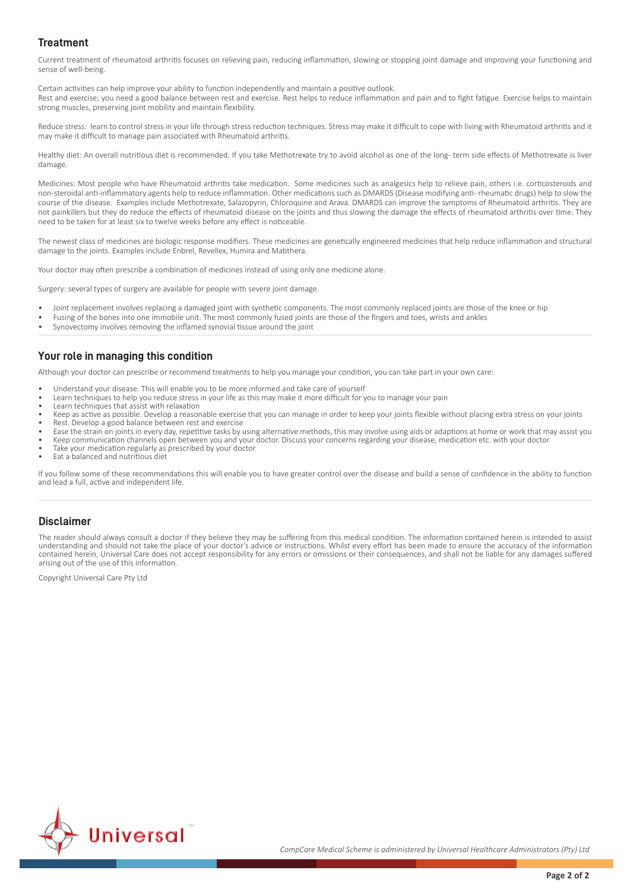## Treatment

Current treatment of rheumatoid arthritis focuses on relieving pain, reducing inflammation, slowing or stopping joint damage and improving your functioning and sense of well-being.

Certain activities can help improve your ability to function independently and maintain a positive outlook.
Rest and exercise: you need a good balance between rest and exercise. Rest helps to reduce inflammation and pain and to fight fatigue. Exercise helps to maintain strong muscles, preserving joint mobility and maintain flexibility.

Reduce stress: learn to control stress in your life through stress reduction techniques. Stress may make it difficult to cope with living with Rheumatoid arthritis and it may make it difficult to manage pain associated with Rheumatoid arthritis.

Healthy diet: An overall nutritious diet is recommended. If you take Methotrexate try to avoid alcohol as one of the long- term side effects of Methotrexate is liver damage.

Medicines: Most people who have Rheumatoid arthritis take medication. Some medicines such as analgesics help to relieve pain, others i.e. corticosteroids and non-steroidal anti-inflammatory agents help to reduce inflammation. Other medications such as DMARDS (Disease modifying anti- rheumatic drugs) help to slow the course of the disease. Examples include Methotrexate, Salazopyrin, Chloroquine and Arava. DMARDS can improve the symptoms of Rheumatoid arthritis. They are not painkillers but they do reduce the effects of rheumatoid disease on the joints and thus slowing the damage the effects of rheumatoid arthritis over time. They need to be taken for at least six to twelve weeks before any effect is noticeable.

The newest class of medicines are biologic response modifiers. These medicines are genetically engineered medicines that help reduce inflammation and structural damage to the joints. Examples include Enbrel, Revellex, Humira and Mabthera.

Your doctor may often prescribe a combination of medicines instead of using only one medicine alone.

Surgery: several types of surgery are available for people with severe joint damage.

- Joint replacement involves replacing a damaged joint with synthetic components. The most commonly replaced joints are those of the knee or hip
- Fusing of the bones into one immobile unit. The most commonly fused joints are those of the fingers and toes, wrists and ankles
- Synovectomy involves removing the inflamed synovial tissue around the joint

## Your role in managing this condition

Although your doctor can prescribe or recommend treatments to help you manage your condition, you can take part in your own care:

- Understand your disease. This will enable you to be more informed and take care of yourself
- Learn techniques to help you reduce stress in your life as this may make it more difficult for you to manage your pain
- Learn techniques that assist with relaxation
- Keep as active as possible. Develop a reasonable exercise that you can manage in order to keep your joints flexible without placing extra stress on your joints
- Rest. Develop a good balance between rest and exercise
- Ease the strain on joints in every day, repetitive tasks by using alternative methods, this may involve using aids or adaptions at home or work that may assist you
- Keep communication channels open between you and your doctor. Discuss your concerns regarding your disease, medication etc. with your doctor
- Take your medication regularly as prescribed by your doctor
- Eat a balanced and nutritious diet

If you follow some of these recommendations this will enable you to have greater control over the disease and build a sense of confidence in the ability to function and lead a full, active and independent life.

## Disclaimer

The reader should always consult a doctor if they believe they may be suffering from this medical condition. The information contained herein is intended to assist understanding and should not take the place of your doctor's advice or instructions. Whilst every effort has been made to ensure the accuracy of the information contained herein, Universal Care does not accept responsibility for any errors or omissions or their consequences, and shall not be liable for any damages suffered arising out of the use of this information.

Copyright Universal Care Pty Ltd

*CompCare Medical Scheme is administered by Universal Healthcare Administrators (Pty) Ltd*